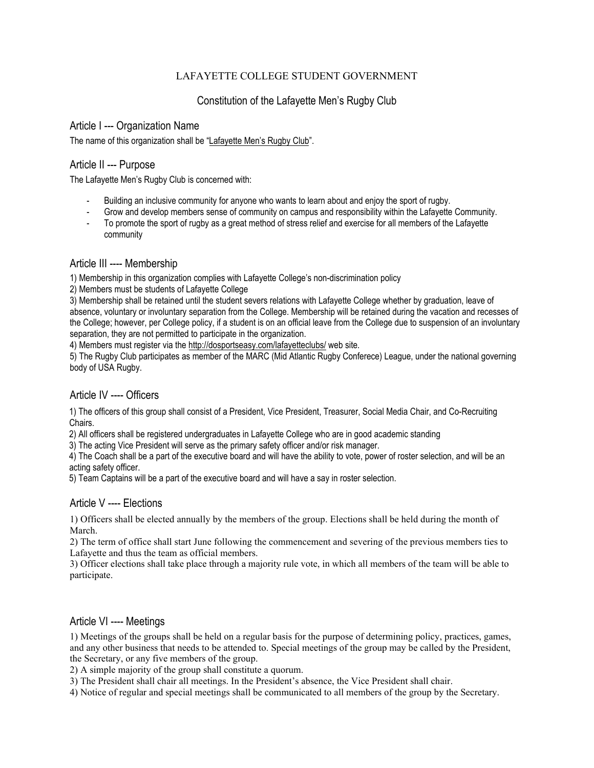LAFAYETTE COLLEGE STUDENT GOVERNMENT

# Constitution of the Lafayette Men's Rugby Club

## Article I --- Organization Name

The name of this organization shall be "Lafayette Men's Rugby Club".

## Article II --- Purpose

The Lafayette Men's Rugby Club is concerned with:

- Building an inclusive community for anyone who wants to learn about and enjoy the sport of rugby.
- Grow and develop members sense of community on campus and responsibility within the Lafayette Community.
- To promote the sport of rugby as a great method of stress relief and exercise for all members of the Lafayette community

## Article III ---- Membership

1) Membership in this organization complies with Lafayette College's non-discrimination policy
2) Members must be students of Lafayette College
3) Membership shall be retained until the student severs relations with Lafayette College whether by graduation, leave of absence, voluntary or involuntary separation from the College. Membership will be retained during the vacation and recesses of the College; however, per College policy, if a student is on an official leave from the College due to suspension of an involuntary separation, they are not permitted to participate in the organization.
4) Members must register via the http://dosportseasy.com/lafayetteclubs/ web site.
5) The Rugby Club participates as member of the MARC (Mid Atlantic Rugby Conferece) League, under the national governing body of USA Rugby.

## Article IV ---- Officers

1) The officers of this group shall consist of a President, Vice President, Treasurer, Social Media Chair, and Co-Recruiting Chairs.
2) All officers shall be registered undergraduates in Lafayette College who are in good academic standing
3) The acting Vice President will serve as the primary safety officer and/or risk manager.
4) The Coach shall be a part of the executive board and will have the ability to vote, power of roster selection, and will be an acting safety officer.
5) Team Captains will be a part of the executive board and will have a say in roster selection.

## Article V ---- Elections

1) Officers shall be elected annually by the members of the group. Elections shall be held during the month of March.
2) The term of office shall start June following the commencement and severing of the previous members ties to Lafayette and thus the team as official members.
3) Officer elections shall take place through a majority rule vote, in which all members of the team will be able to participate.

## Article VI ---- Meetings

1) Meetings of the groups shall be held on a regular basis for the purpose of determining policy, practices, games, and any other business that needs to be attended to. Special meetings of the group may be called by the President, the Secretary, or any five members of the group.
2) A simple majority of the group shall constitute a quorum.
3) The President shall chair all meetings. In the President's absence, the Vice President shall chair.
4) Notice of regular and special meetings shall be communicated to all members of the group by the Secretary.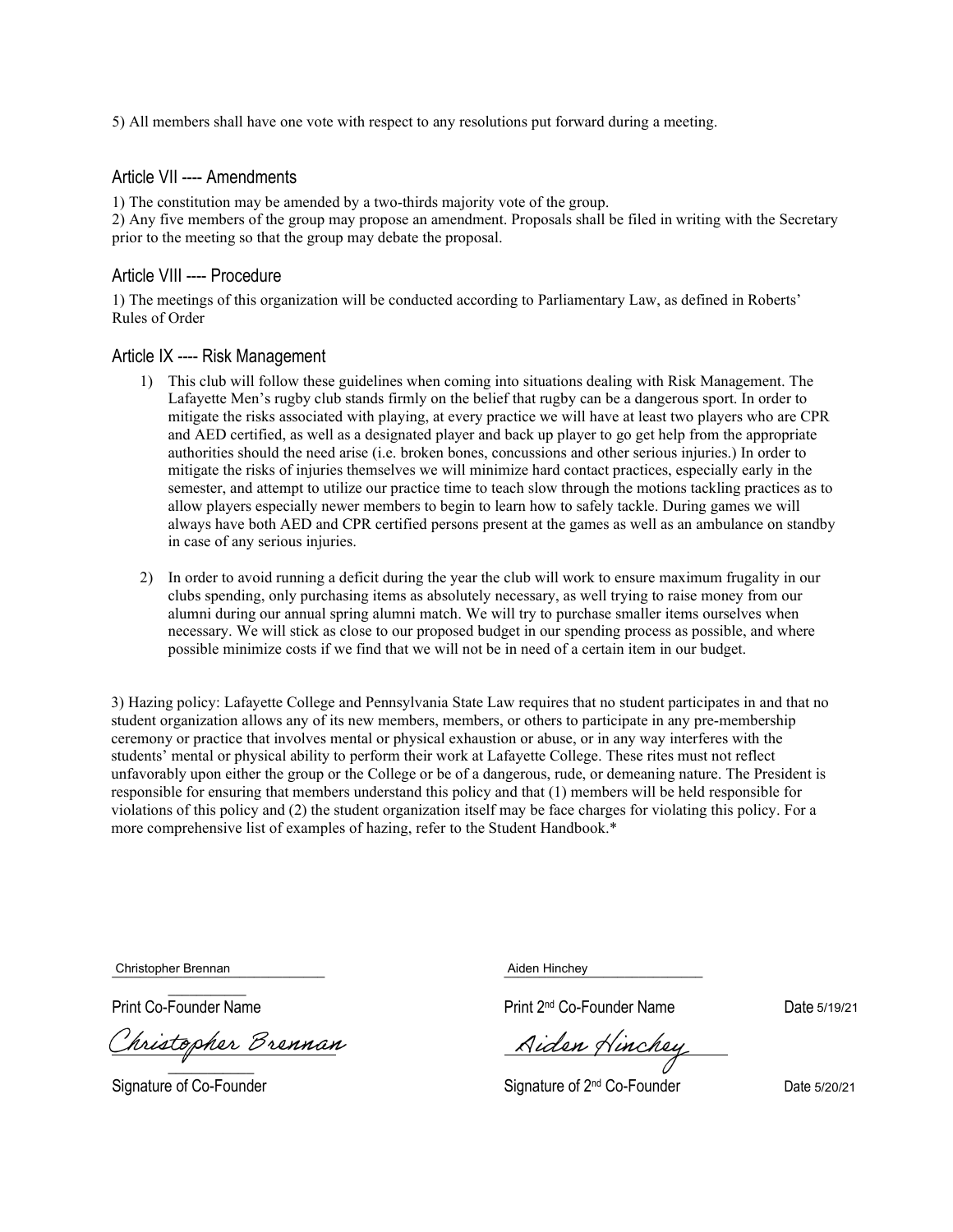5) All members shall have one vote with respect to any resolutions put forward during a meeting.

## Article VII ---- Amendments

1) The constitution may be amended by a two-thirds majority vote of the group.
2) Any five members of the group may propose an amendment. Proposals shall be filed in writing with the Secretary prior to the meeting so that the group may debate the proposal.

## Article VIII ---- Procedure

1) The meetings of this organization will be conducted according to Parliamentary Law, as defined in Roberts' Rules of Order

## Article IX ---- Risk Management

1) This club will follow these guidelines when coming into situations dealing with Risk Management. The Lafayette Men's rugby club stands firmly on the belief that rugby can be a dangerous sport. In order to mitigate the risks associated with playing, at every practice we will have at least two players who are CPR and AED certified, as well as a designated player and back up player to go get help from the appropriate authorities should the need arise (i.e. broken bones, concussions and other serious injuries.) In order to mitigate the risks of injuries themselves we will minimize hard contact practices, especially early in the semester, and attempt to utilize our practice time to teach slow through the motions tackling practices as to allow players especially newer members to begin to learn how to safely tackle. During games we will always have both AED and CPR certified persons present at the games as well as an ambulance on standby in case of any serious injuries.

2) In order to avoid running a deficit during the year the club will work to ensure maximum frugality in our clubs spending, only purchasing items as absolutely necessary, as well trying to raise money from our alumni during our annual spring alumni match. We will try to purchase smaller items ourselves when necessary. We will stick as close to our proposed budget in our spending process as possible, and where possible minimize costs if we find that we will not be in need of a certain item in our budget.

3) Hazing policy: Lafayette College and Pennsylvania State Law requires that no student participates in and that no student organization allows any of its new members, members, or others to participate in any pre-membership ceremony or practice that involves mental or physical exhaustion or abuse, or in any way interferes with the students' mental or physical ability to perform their work at Lafayette College. These rites must not reflect unfavorably upon either the group or the College or be of a dangerous, rude, or demeaning nature. The President is responsible for ensuring that members understand this policy and that (1) members will be held responsible for violations of this policy and (2) the student organization itself may be face charges for violating this policy. For a more comprehensive list of examples of hazing, refer to the Student Handbook.*

Christopher Brennan

Print Co-Founder Name

*Christopher Brennan*

Signature of Co-Founder

Aiden Hinchey

Print 2nd Co-Founder Name

*Aiden Hinchey*

Signature of 2nd Co-Founder

Date 5/19/21

Date 5/20/21